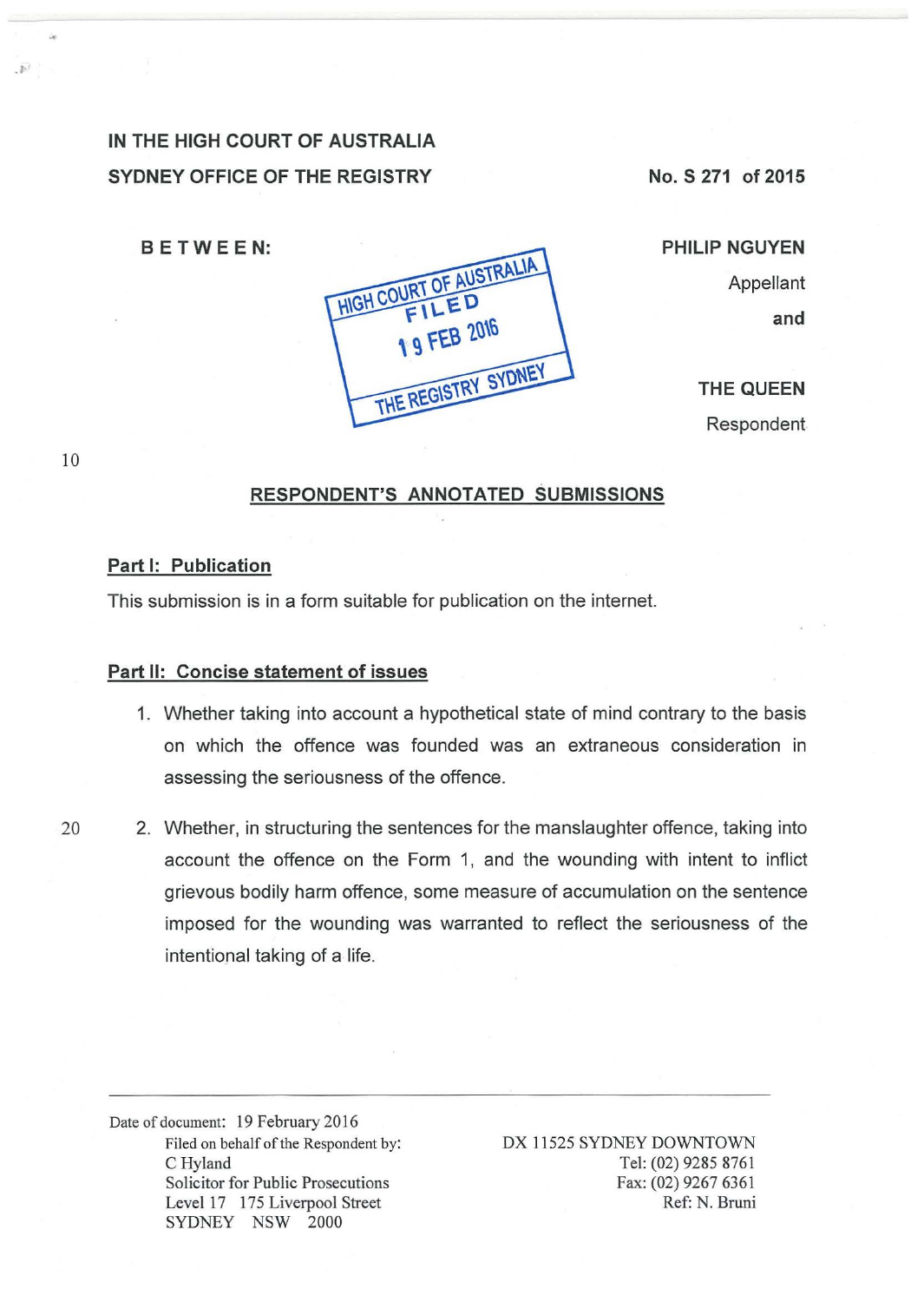IN THE HIGH COURT OF AUSTRALIA

SYDNEY OFFICE OF THE REGISTRY

No. S 271 of 2015

BETWEEN:

HIGH COURT OF AUSTRALIA
FILED
19 FEB 2016
THE REGISTRY SYDNEY

PHILIP NGUYEN

Appellant

and

THE QUEEN

Respondent

## RESPONDENT'S ANNOTATED SUBMISSIONS

### Part I: Publication

This submission is in a form suitable for publication on the internet.

### Part II: Concise statement of issues

1. Whether taking into account a hypothetical state of mind contrary to the basis on which the offence was founded was an extraneous consideration in assessing the seriousness of the offence.

2. Whether, in structuring the sentences for the manslaughter offence, taking into account the offence on the Form 1, and the wounding with intent to inflict grievous bodily harm offence, some measure of accumulation on the sentence imposed for the wounding was warranted to reflect the seriousness of the intentional taking of a life.

---

Date of document: 19 February 2016

Filed on behalf of the Respondent by:
C Hyland
Solicitor for Public Prosecutions
Level 17 175 Liverpool Street
SYDNEY NSW 2000

DX 11525 SYDNEY DOWNTOWN
Tel: (02) 9285 8761
Fax: (02) 9267 6361
Ref: N. Bruni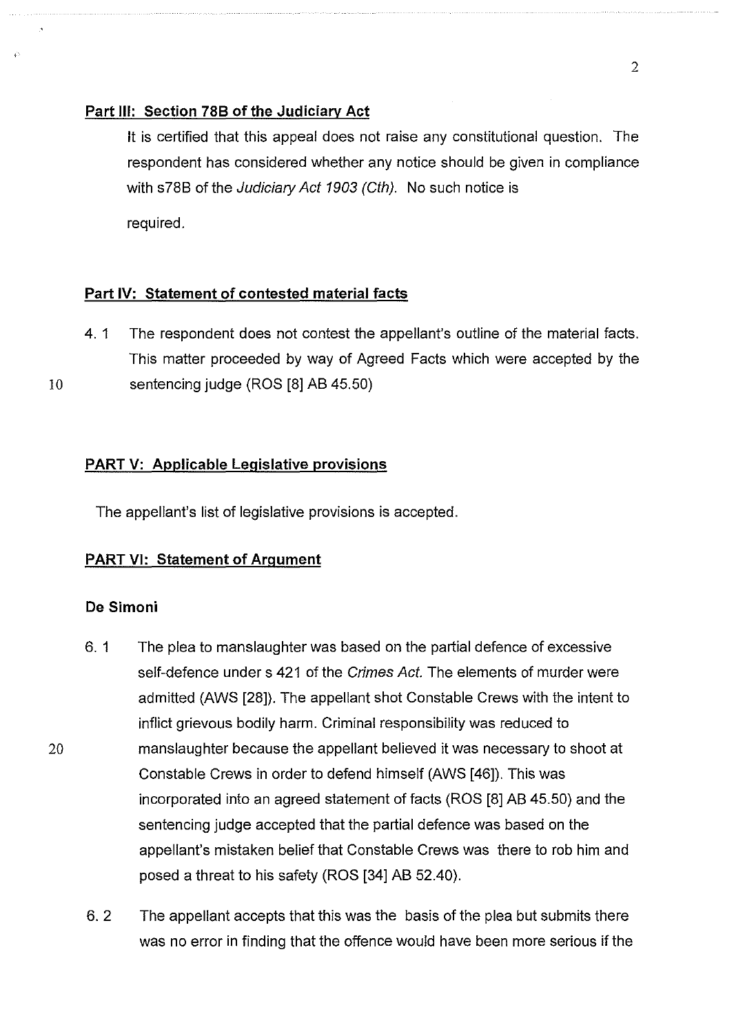**Part III: Section 78B of the Judiciary Act**

It is certified that this appeal does not raise any constitutional question. The respondent has considered whether any notice should be given in compliance with s78B of the *Judiciary Act 1903 (Cth)*. No such notice is required.

**Part IV: Statement of contested material facts**

4.1 The respondent does not contest the appellant's outline of the material facts. This matter proceeded by way of Agreed Facts which were accepted by the sentencing judge (ROS [8] AB 45.50)

**PART V: Applicable Legislative provisions**

The appellant's list of legislative provisions is accepted.

**PART VI: Statement of Argument**

**De Simoni**

6.1 The plea to manslaughter was based on the partial defence of excessive self-defence under s 421 of the *Crimes Act*. The elements of murder were admitted (AWS [28]). The appellant shot Constable Crews with the intent to inflict grievous bodily harm. Criminal responsibility was reduced to manslaughter because the appellant believed it was necessary to shoot at Constable Crews in order to defend himself (AWS [46]). This was incorporated into an agreed statement of facts (ROS [8] AB 45.50) and the sentencing judge accepted that the partial defence was based on the appellant's mistaken belief that Constable Crews was there to rob him and posed a threat to his safety (ROS [34] AB 52.40).

6.2 The appellant accepts that this was the basis of the plea but submits there was no error in finding that the offence would have been more serious if the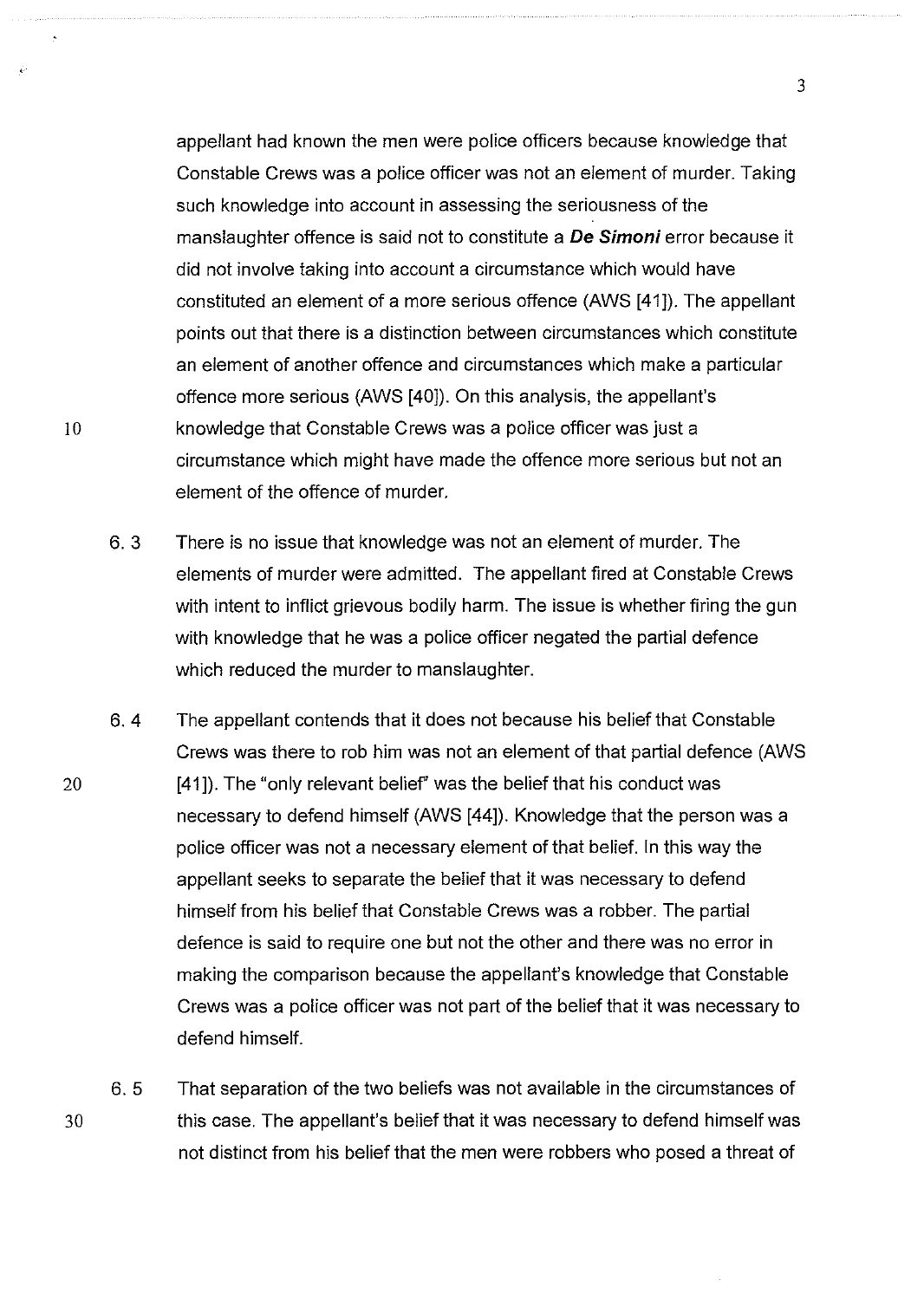appellant had known the men were police officers because knowledge that Constable Crews was a police officer was not an element of murder. Taking such knowledge into account in assessing the seriousness of the manslaughter offence is said not to constitute a ***De Simoni*** error because it did not involve taking into account a circumstance which would have constituted an element of a more serious offence (AWS [41]). The appellant points out that there is a distinction between circumstances which constitute an element of another offence and circumstances which make a particular offence more serious (AWS [40]). On this analysis, the appellant's knowledge that Constable Crews was a police officer was just a circumstance which might have made the offence more serious but not an element of the offence of murder.

6.3 There is no issue that knowledge was not an element of murder. The elements of murder were admitted. The appellant fired at Constable Crews with intent to inflict grievous bodily harm. The issue is whether firing the gun with knowledge that he was a police officer negated the partial defence which reduced the murder to manslaughter.

6.4 The appellant contends that it does not because his belief that Constable Crews was there to rob him was not an element of that partial defence (AWS [41]). The "only relevant belief" was the belief that his conduct was necessary to defend himself (AWS [44]). Knowledge that the person was a police officer was not a necessary element of that belief. In this way the appellant seeks to separate the belief that it was necessary to defend himself from his belief that Constable Crews was a robber. The partial defence is said to require one but not the other and there was no error in making the comparison because the appellant's knowledge that Constable Crews was a police officer was not part of the belief that it was necessary to defend himself.

6.5 That separation of the two beliefs was not available in the circumstances of this case. The appellant's belief that it was necessary to defend himself was not distinct from his belief that the men were robbers who posed a threat of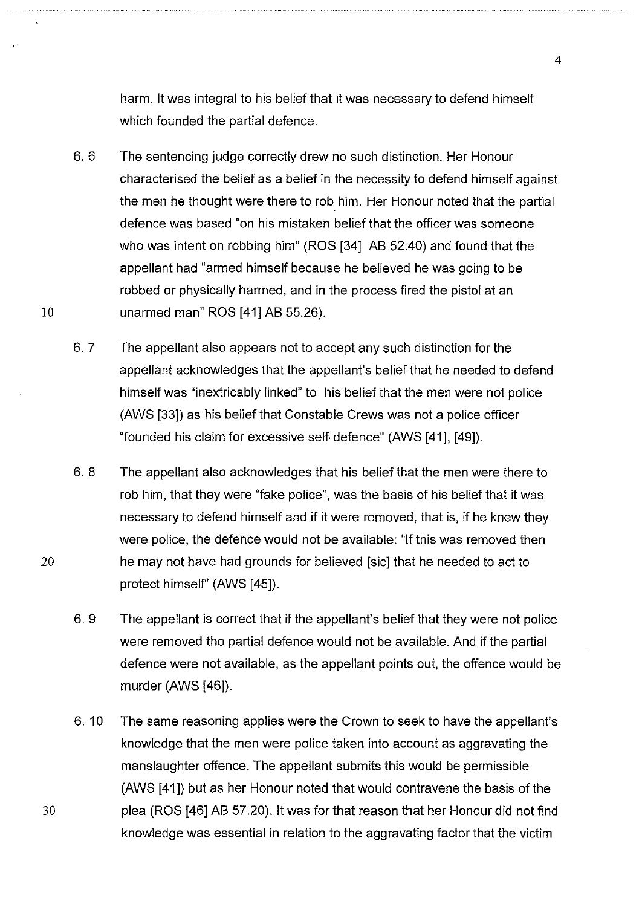harm. It was integral to his belief that it was necessary to defend himself which founded the partial defence.

6.6 The sentencing judge correctly drew no such distinction. Her Honour characterised the belief as a belief in the necessity to defend himself against the men he thought were there to rob him. Her Honour noted that the partial defence was based "on his mistaken belief that the officer was someone who was intent on robbing him" (ROS [34] AB 52.40) and found that the appellant had "armed himself because he believed he was going to be robbed or physically harmed, and in the process fired the pistol at an unarmed man" ROS [41] AB 55.26).

6.7 The appellant also appears not to accept any such distinction for the appellant acknowledges that the appellant's belief that he needed to defend himself was "inextricably linked" to his belief that the men were not police (AWS [33]) as his belief that Constable Crews was not a police officer "founded his claim for excessive self-defence" (AWS [41], [49]).

6.8 The appellant also acknowledges that his belief that the men were there to rob him, that they were "fake police", was the basis of his belief that it was necessary to defend himself and if it were removed, that is, if he knew they were police, the defence would not be available: "If this was removed then he may not have had grounds for believed [sic] that he needed to act to protect himself" (AWS [45]).

6.9 The appellant is correct that if the appellant's belief that they were not police were removed the partial defence would not be available. And if the partial defence were not available, as the appellant points out, the offence would be murder (AWS [46]).

6.10 The same reasoning applies were the Crown to seek to have the appellant's knowledge that the men were police taken into account as aggravating the manslaughter offence. The appellant submits this would be permissible (AWS [41]) but as her Honour noted that would contravene the basis of the plea (ROS [46] AB 57.20). It was for that reason that her Honour did not find knowledge was essential in relation to the aggravating factor that the victim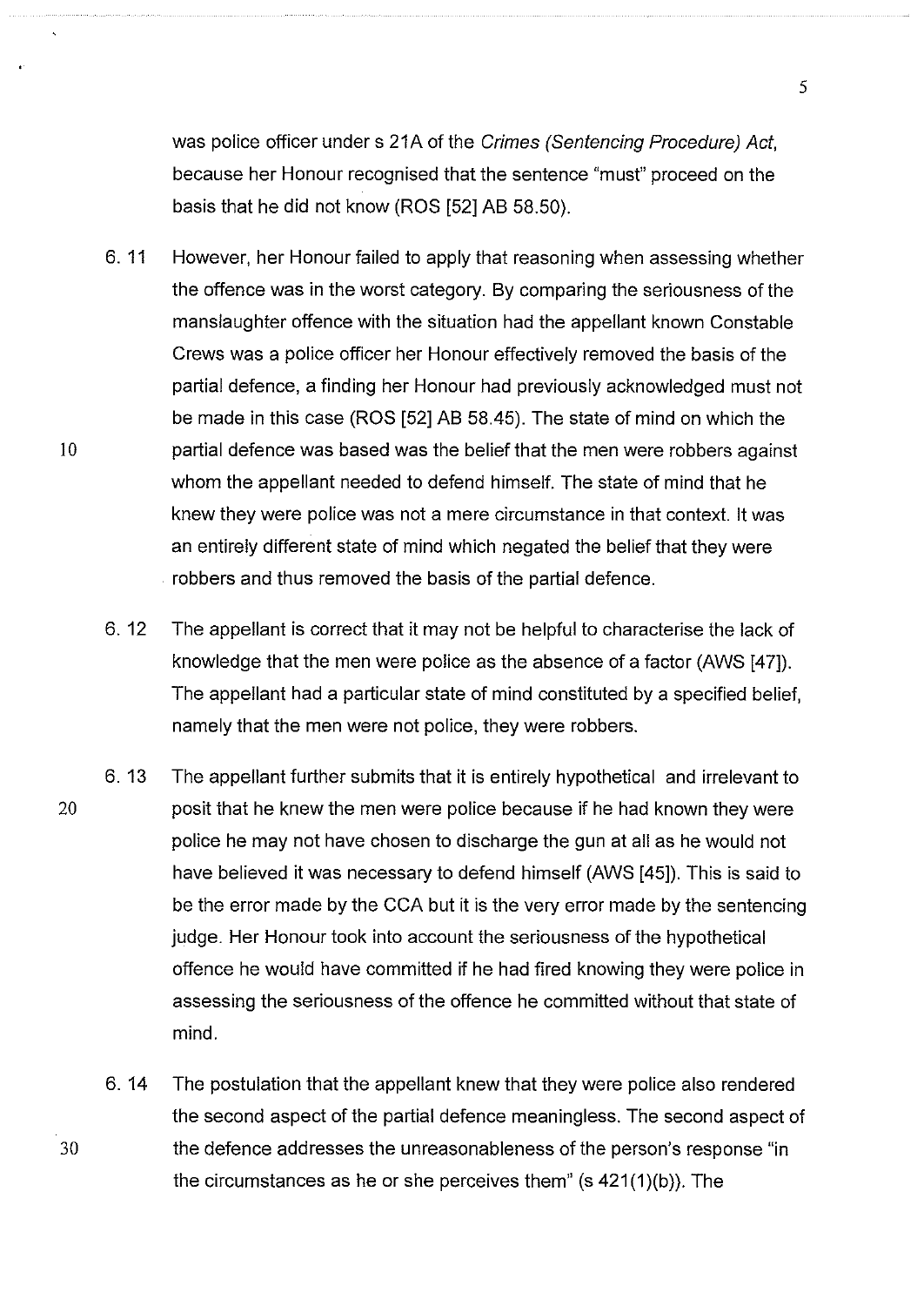was police officer under s 21A of the *Crimes (Sentencing Procedure) Act*, because her Honour recognised that the sentence "must" proceed on the basis that he did not know (ROS [52] AB 58.50).

6.11 However, her Honour failed to apply that reasoning when assessing whether the offence was in the worst category. By comparing the seriousness of the manslaughter offence with the situation had the appellant known Constable Crews was a police officer her Honour effectively removed the basis of the partial defence, a finding her Honour had previously acknowledged must not be made in this case (ROS [52] AB 58.45). The state of mind on which the partial defence was based was the belief that the men were robbers against whom the appellant needed to defend himself. The state of mind that he knew they were police was not a mere circumstance in that context. It was an entirely different state of mind which negated the belief that they were robbers and thus removed the basis of the partial defence.

6.12 The appellant is correct that it may not be helpful to characterise the lack of knowledge that the men were police as the absence of a factor (AWS [47]). The appellant had a particular state of mind constituted by a specified belief, namely that the men were not police, they were robbers.

6.13 The appellant further submits that it is entirely hypothetical and irrelevant to posit that he knew the men were police because if he had known they were police he may not have chosen to discharge the gun at all as he would not have believed it was necessary to defend himself (AWS [45]). This is said to be the error made by the CCA but it is the very error made by the sentencing judge. Her Honour took into account the seriousness of the hypothetical offence he would have committed if he had fired knowing they were police in assessing the seriousness of the offence he committed without that state of mind.

6.14 The postulation that the appellant knew that they were police also rendered the second aspect of the partial defence meaningless. The second aspect of the defence addresses the unreasonableness of the person's response "in the circumstances as he or she perceives them" (s 421(1)(b)). The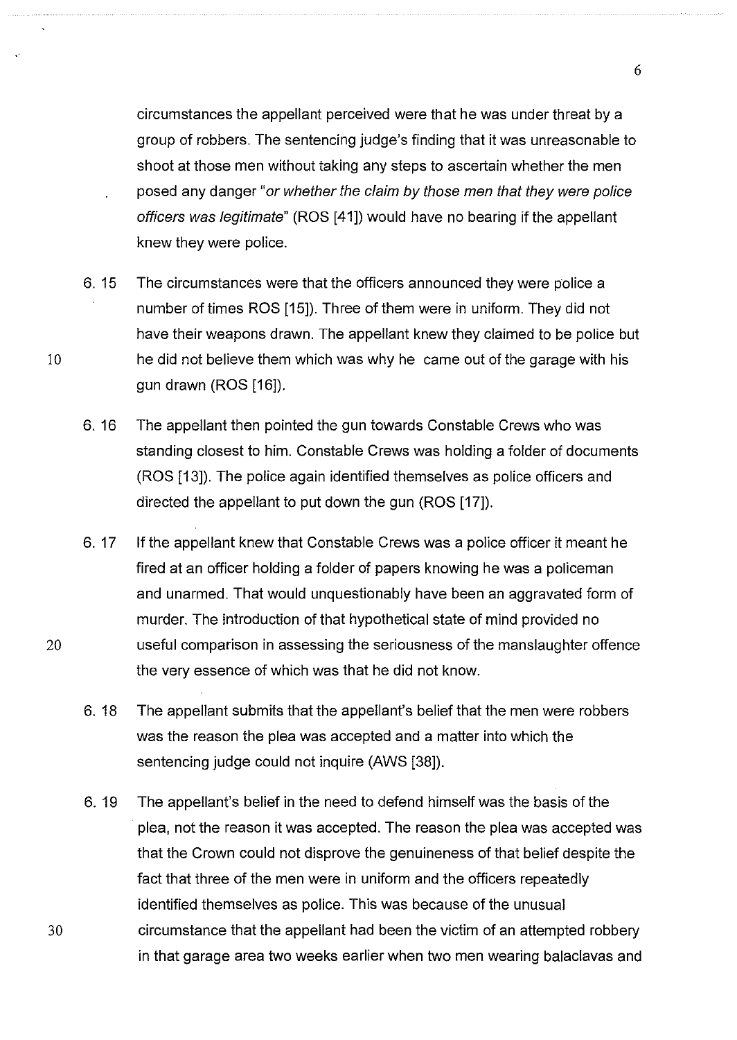circumstances the appellant perceived were that he was under threat by a group of robbers. The sentencing judge's finding that it was unreasonable to shoot at those men without taking any steps to ascertain whether the men posed any danger "*or whether the claim by those men that they were police officers was legitimate*" (ROS [41]) would have no bearing if the appellant knew they were police.

6.15 The circumstances were that the officers announced they were police a number of times ROS [15]). Three of them were in uniform. They did not have their weapons drawn. The appellant knew they claimed to be police but he did not believe them which was why he came out of the garage with his gun drawn (ROS [16]).

6.16 The appellant then pointed the gun towards Constable Crews who was standing closest to him. Constable Crews was holding a folder of documents (ROS [13]). The police again identified themselves as police officers and directed the appellant to put down the gun (ROS [17]).

6.17 If the appellant knew that Constable Crews was a police officer it meant he fired at an officer holding a folder of papers knowing he was a policeman and unarmed. That would unquestionably have been an aggravated form of murder. The introduction of that hypothetical state of mind provided no useful comparison in assessing the seriousness of the manslaughter offence the very essence of which was that he did not know.

6.18 The appellant submits that the appellant's belief that the men were robbers was the reason the plea was accepted and a matter into which the sentencing judge could not inquire (AWS [38]).

6.19 The appellant's belief in the need to defend himself was the basis of the plea, not the reason it was accepted. The reason the plea was accepted was that the Crown could not disprove the genuineness of that belief despite the fact that three of the men were in uniform and the officers repeatedly identified themselves as police. This was because of the unusual circumstance that the appellant had been the victim of an attempted robbery in that garage area two weeks earlier when two men wearing balaclavas and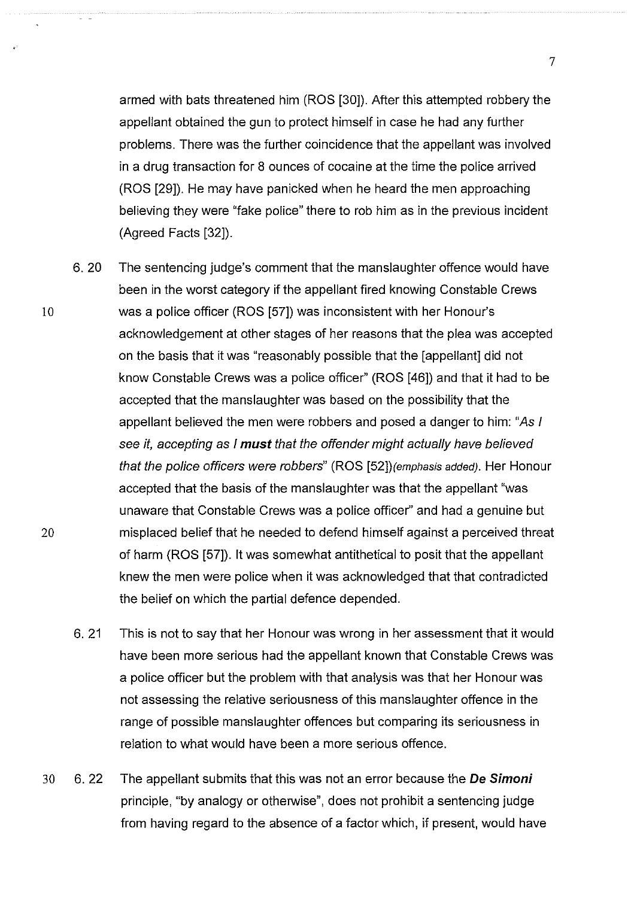armed with bats threatened him (ROS [30]). After this attempted robbery the appellant obtained the gun to protect himself in case he had any further problems. There was the further coincidence that the appellant was involved in a drug transaction for 8 ounces of cocaine at the time the police arrived (ROS [29]). He may have panicked when he heard the men approaching believing they were "fake police" there to rob him as in the previous incident (Agreed Facts [32]).

6. 20 The sentencing judge's comment that the manslaughter offence would have been in the worst category if the appellant fired knowing Constable Crews was a police officer (ROS [57]) was inconsistent with her Honour's acknowledgement at other stages of her reasons that the plea was accepted on the basis that it was "reasonably possible that the [appellant] did not know Constable Crews was a police officer" (ROS [46]) and that it had to be accepted that the manslaughter was based on the possibility that the appellant believed the men were robbers and posed a danger to him: "*As I see it, accepting as I **must** that the offender might actually have believed that the police officers were robbers*" (ROS [52])*(emphasis added)*. Her Honour accepted that the basis of the manslaughter was that the appellant "was unaware that Constable Crews was a police officer" and had a genuine but misplaced belief that he needed to defend himself against a perceived threat of harm (ROS [57]). It was somewhat antithetical to posit that the appellant knew the men were police when it was acknowledged that that contradicted the belief on which the partial defence depended.

6. 21 This is not to say that her Honour was wrong in her assessment that it would have been more serious had the appellant known that Constable Crews was a police officer but the problem with that analysis was that her Honour was not assessing the relative seriousness of this manslaughter offence in the range of possible manslaughter offences but comparing its seriousness in relation to what would have been a more serious offence.

6. 22 The appellant submits that this was not an error because the ***De Simoni*** principle, "by analogy or otherwise", does not prohibit a sentencing judge from having regard to the absence of a factor which, if present, would have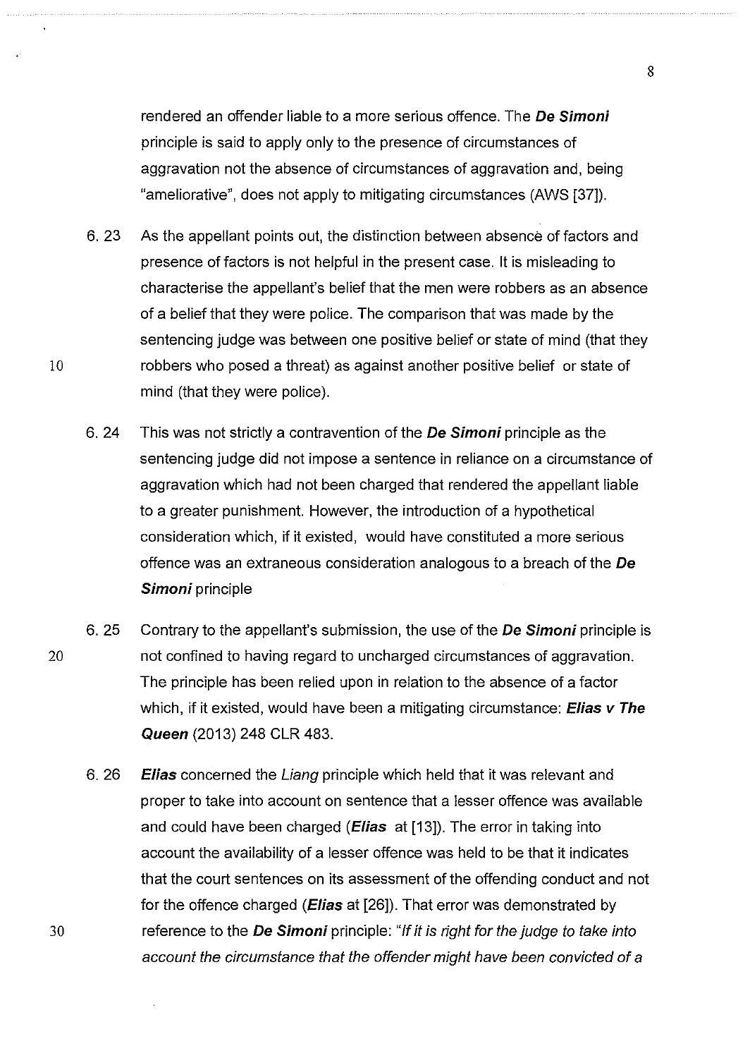rendered an offender liable to a more serious offence. The ***De Simoni*** principle is said to apply only to the presence of circumstances of aggravation not the absence of circumstances of aggravation and, being "ameliorative", does not apply to mitigating circumstances (AWS [37]).

6.23 As the appellant points out, the distinction between absence of factors and presence of factors is not helpful in the present case. It is misleading to characterise the appellant's belief that the men were robbers as an absence of a belief that they were police. The comparison that was made by the sentencing judge was between one positive belief or state of mind (that they robbers who posed a threat) as against another positive belief or state of mind (that they were police).

6.24 This was not strictly a contravention of the ***De Simoni*** principle as the sentencing judge did not impose a sentence in reliance on a circumstance of aggravation which had not been charged that rendered the appellant liable to a greater punishment. However, the introduction of a hypothetical consideration which, if it existed, would have constituted a more serious offence was an extraneous consideration analogous to a breach of the ***De Simoni*** principle

6.25 Contrary to the appellant's submission, the use of the ***De Simoni*** principle is not confined to having regard to uncharged circumstances of aggravation. The principle has been relied upon in relation to the absence of a factor which, if it existed, would have been a mitigating circumstance: ***Elias v The Queen*** (2013) 248 CLR 483.

6.26 ***Elias*** concerned the *Liang* principle which held that it was relevant and proper to take into account on sentence that a lesser offence was available and could have been charged (***Elias*** at [13]). The error in taking into account the availability of a lesser offence was held to be that it indicates that the court sentences on its assessment of the offending conduct and not for the offence charged (***Elias*** at [26]). That error was demonstrated by reference to the ***De Simoni*** principle: "*If it is right for the judge to take into account the circumstance that the offender might have been convicted of a*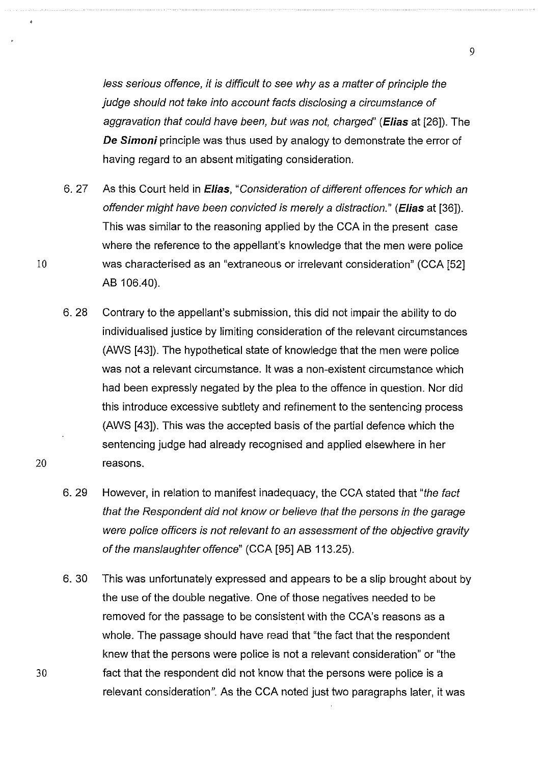*less serious offence, it is difficult to see why as a matter of principle the judge should not take into account facts disclosing a circumstance of aggravation that could have been, but was not, charged*" (***Elias*** at [26]). The ***De Simoni*** principle was thus used by analogy to demonstrate the error of having regard to an absent mitigating consideration.

6.27 As this Court held in ***Elias***, "*Consideration of different offences for which an offender might have been convicted is merely a distraction.*" (***Elias*** at [36]). This was similar to the reasoning applied by the CCA in the present case where the reference to the appellant's knowledge that the men were police was characterised as an "extraneous or irrelevant consideration" (CCA [52] AB 106.40).

6.28 Contrary to the appellant's submission, this did not impair the ability to do individualised justice by limiting consideration of the relevant circumstances (AWS [43]). The hypothetical state of knowledge that the men were police was not a relevant circumstance. It was a non-existent circumstance which had been expressly negated by the plea to the offence in question. Nor did this introduce excessive subtlety and refinement to the sentencing process (AWS [43]). This was the accepted basis of the partial defence which the sentencing judge had already recognised and applied elsewhere in her reasons.

6.29 However, in relation to manifest inadequacy, the CCA stated that "*the fact that the Respondent did not know or believe that the persons in the garage were police officers is not relevant to an assessment of the objective gravity of the manslaughter offence*" (CCA [95] AB 113.25).

6.30 This was unfortunately expressed and appears to be a slip brought about by the use of the double negative. One of those negatives needed to be removed for the passage to be consistent with the CCA's reasons as a whole. The passage should have read that "the fact that the respondent knew that the persons were police is not a relevant consideration" or "the fact that the respondent did not know that the persons were police is a relevant consideration". As the CCA noted just two paragraphs later, it was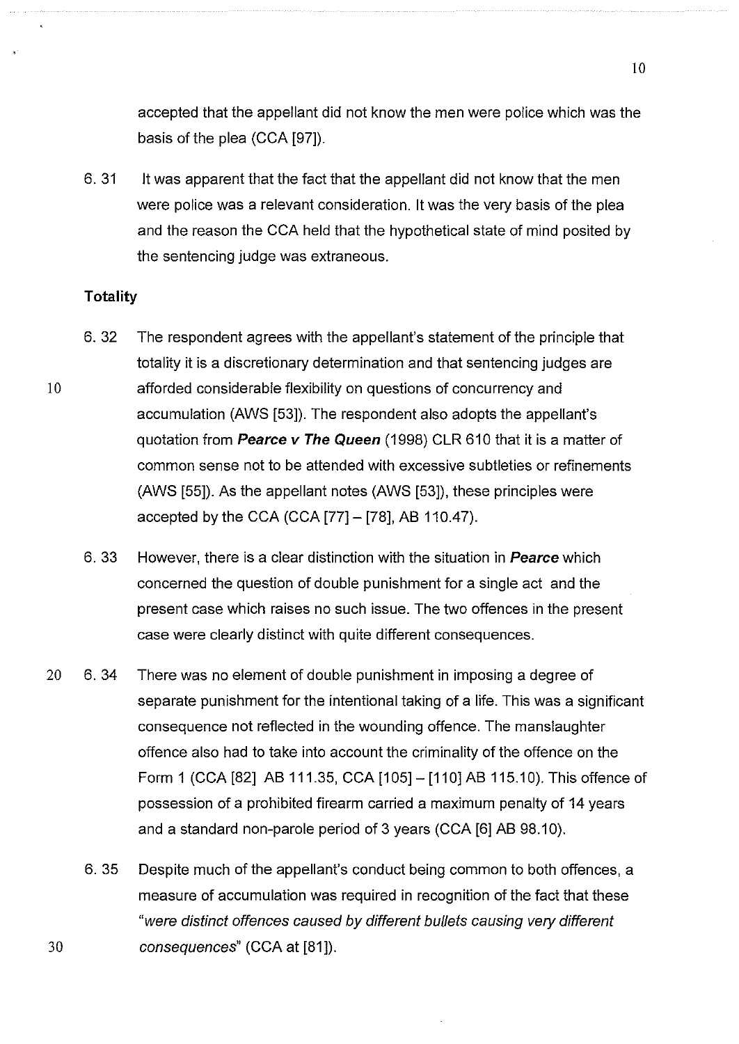accepted that the appellant did not know the men were police which was the basis of the plea (CCA [97]).

6. 31 It was apparent that the fact that the appellant did not know that the men were police was a relevant consideration. It was the very basis of the plea and the reason the CCA held that the hypothetical state of mind posited by the sentencing judge was extraneous.

**Totality**

6. 32 The respondent agrees with the appellant's statement of the principle that totality it is a discretionary determination and that sentencing judges are afforded considerable flexibility on questions of concurrency and accumulation (AWS [53]). The respondent also adopts the appellant's quotation from ***Pearce v The Queen*** (1998) CLR 610 that it is a matter of common sense not to be attended with excessive subtleties or refinements (AWS [55]). As the appellant notes (AWS [53]), these principles were accepted by the CCA (CCA [77] – [78], AB 110.47).

6. 33 However, there is a clear distinction with the situation in ***Pearce*** which concerned the question of double punishment for a single act and the present case which raises no such issue. The two offences in the present case were clearly distinct with quite different consequences.

6. 34 There was no element of double punishment in imposing a degree of separate punishment for the intentional taking of a life. This was a significant consequence not reflected in the wounding offence. The manslaughter offence also had to take into account the criminality of the offence on the Form 1 (CCA [82] AB 111.35, CCA [105] – [110] AB 115.10). This offence of possession of a prohibited firearm carried a maximum penalty of 14 years and a standard non-parole period of 3 years (CCA [6] AB 98.10).

6. 35 Despite much of the appellant's conduct being common to both offences, a measure of accumulation was required in recognition of the fact that these "*were distinct offences caused by different bullets causing very different consequences*" (CCA at [81]).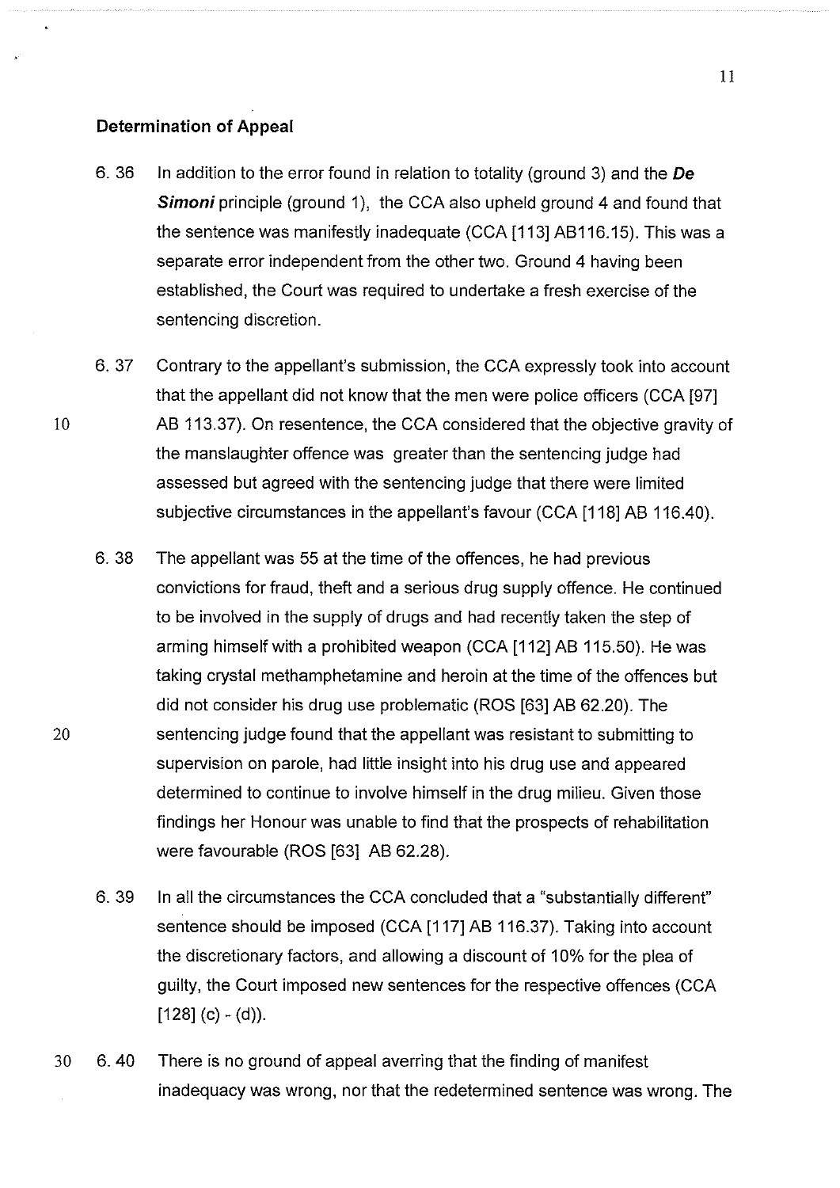**Determination of Appeal**

6. 36 In addition to the error found in relation to totality (ground 3) and the ***De Simoni*** principle (ground 1), the CCA also upheld ground 4 and found that the sentence was manifestly inadequate (CCA [113] AB116.15). This was a separate error independent from the other two. Ground 4 having been established, the Court was required to undertake a fresh exercise of the sentencing discretion.

6. 37 Contrary to the appellant's submission, the CCA expressly took into account that the appellant did not know that the men were police officers (CCA [97] AB 113.37). On resentence, the CCA considered that the objective gravity of the manslaughter offence was greater than the sentencing judge had assessed but agreed with the sentencing judge that there were limited subjective circumstances in the appellant's favour (CCA [118] AB 116.40).

6. 38 The appellant was 55 at the time of the offences, he had previous convictions for fraud, theft and a serious drug supply offence. He continued to be involved in the supply of drugs and had recently taken the step of arming himself with a prohibited weapon (CCA [112] AB 115.50). He was taking crystal methamphetamine and heroin at the time of the offences but did not consider his drug use problematic (ROS [63] AB 62.20). The sentencing judge found that the appellant was resistant to submitting to supervision on parole, had little insight into his drug use and appeared determined to continue to involve himself in the drug milieu. Given those findings her Honour was unable to find that the prospects of rehabilitation were favourable (ROS [63] AB 62.28).

6. 39 In all the circumstances the CCA concluded that a "substantially different" sentence should be imposed (CCA [117] AB 116.37). Taking into account the discretionary factors, and allowing a discount of 10% for the plea of guilty, the Court imposed new sentences for the respective offences (CCA [128] (c) - (d)).

6. 40 There is no ground of appeal averring that the finding of manifest inadequacy was wrong, nor that the redetermined sentence was wrong. The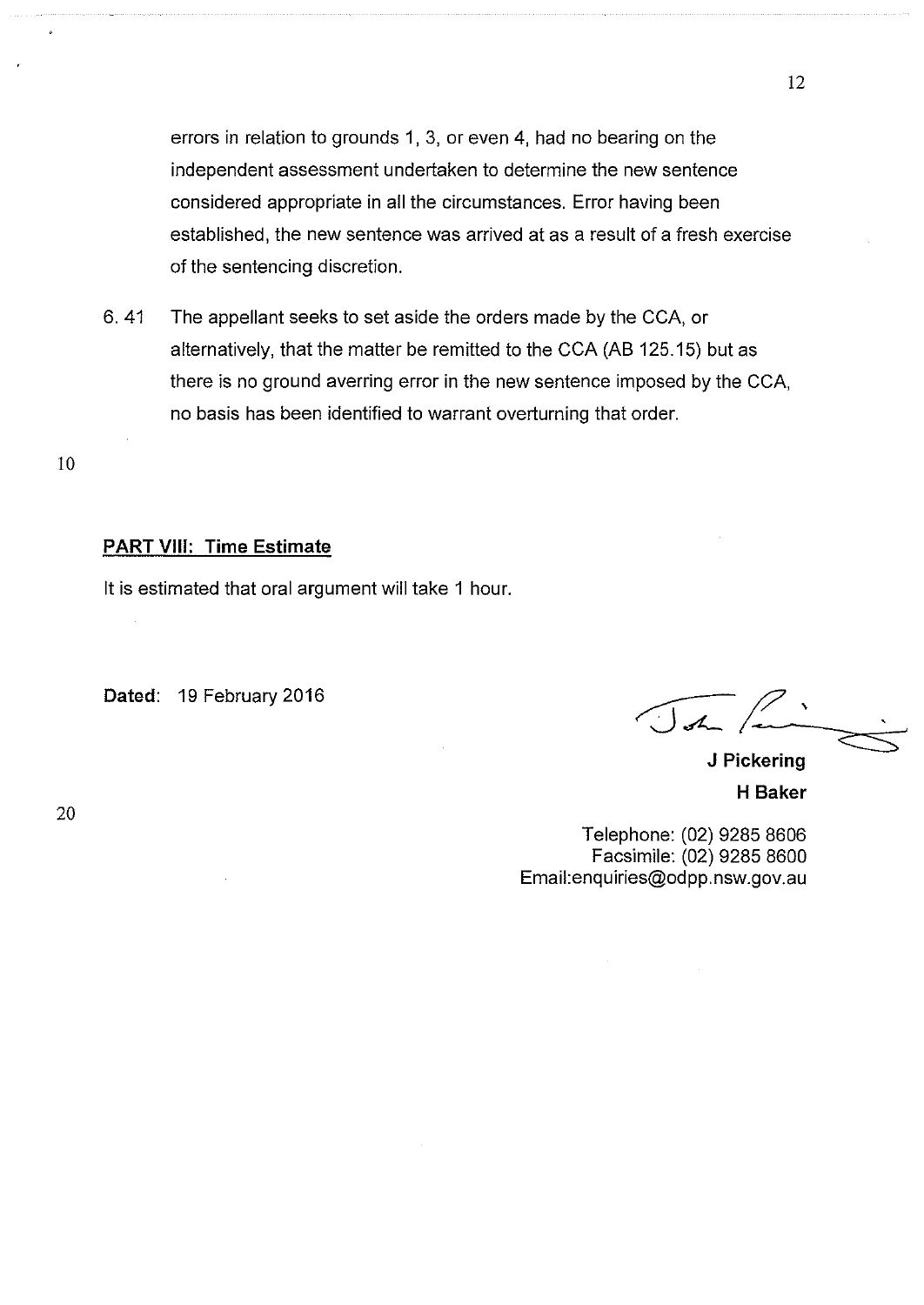errors in relation to grounds 1, 3, or even 4, had no bearing on the independent assessment undertaken to determine the new sentence considered appropriate in all the circumstances. Error having been established, the new sentence was arrived at as a result of a fresh exercise of the sentencing discretion.

6. 41 The appellant seeks to set aside the orders made by the CCA, or alternatively, that the matter be remitted to the CCA (AB 125.15) but as there is no ground averring error in the new sentence imposed by the CCA, no basis has been identified to warrant overturning that order.

**PART VIII: Time Estimate**

It is estimated that oral argument will take 1 hour.

**Dated**: 19 February 2016

**J Pickering**

**H Baker**

Telephone: (02) 9285 8606
Facsimile: (02) 9285 8600
Email:enquiries@odpp.nsw.gov.au